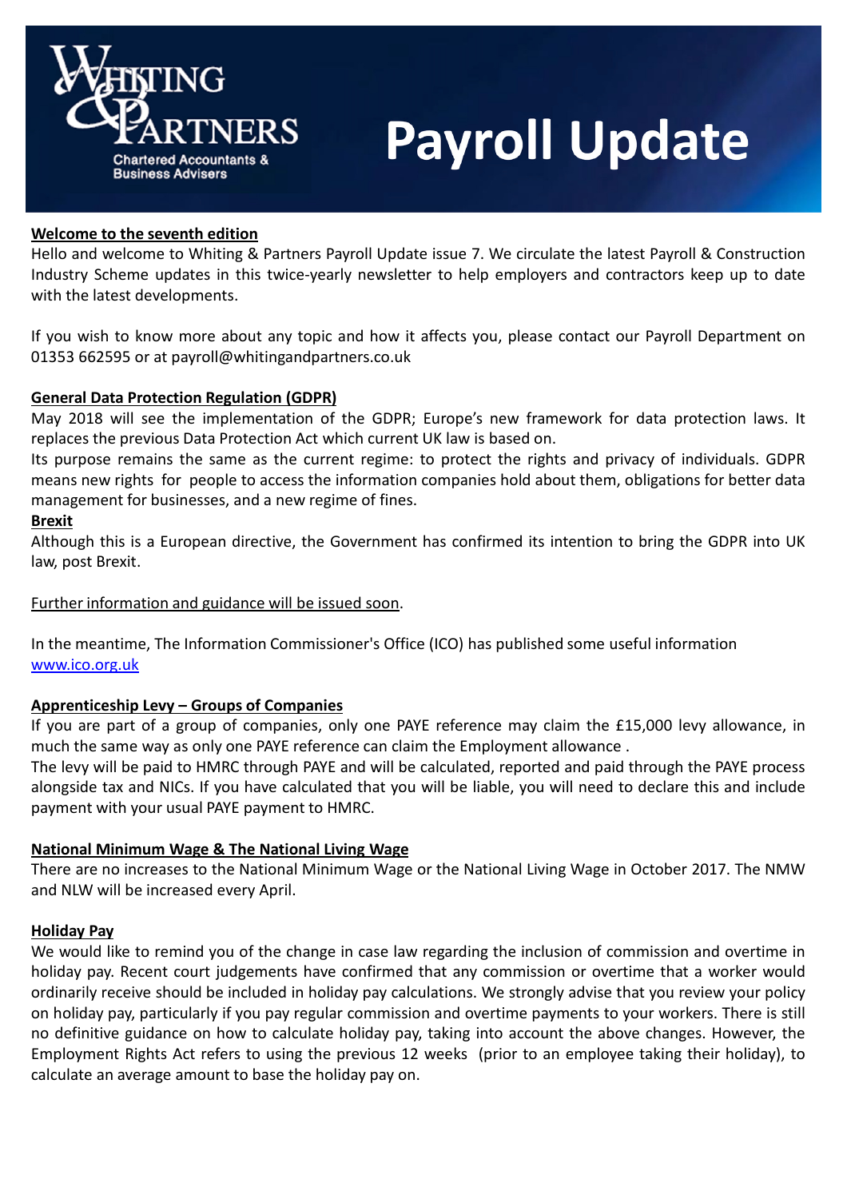# Payroll Update

Whiting & Partners
Chartered Accountants & Business Advisers

## Welcome to the seventh edition

Hello and welcome to Whiting & Partners Payroll Update issue 7. We circulate the latest Payroll & Construction Industry Scheme updates in this twice-yearly newsletter to help employers and contractors keep up to date with the latest developments.

If you wish to know more about any topic and how it affects you, please contact our Payroll Department on 01353 662595 or at payroll@whitingandpartners.co.uk

## General Data Protection Regulation (GDPR)

May 2018 will see the implementation of the GDPR; Europe's new framework for data protection laws. It replaces the previous Data Protection Act which current UK law is based on.

Its purpose remains the same as the current regime: to protect the rights and privacy of individuals. GDPR means new rights for people to access the information companies hold about them, obligations for better data management for businesses, and a new regime of fines.

### Brexit

Although this is a European directive, the Government has confirmed its intention to bring the GDPR into UK law, post Brexit.

Further information and guidance will be issued soon.

In the meantime, The Information Commissioner's Office (ICO) has published some useful information [www.ico.org.uk](http://www.ico.org.uk)

## Apprenticeship Levy – Groups of Companies

If you are part of a group of companies, only one PAYE reference may claim the £15,000 levy allowance, in much the same way as only one PAYE reference can claim the Employment allowance .

The levy will be paid to HMRC through PAYE and will be calculated, reported and paid through the PAYE process alongside tax and NICs. If you have calculated that you will be liable, you will need to declare this and include payment with your usual PAYE payment to HMRC.

## National Minimum Wage & The National Living Wage

There are no increases to the National Minimum Wage or the National Living Wage in October 2017. The NMW and NLW will be increased every April.

## Holiday Pay

We would like to remind you of the change in case law regarding the inclusion of commission and overtime in holiday pay. Recent court judgements have confirmed that any commission or overtime that a worker would ordinarily receive should be included in holiday pay calculations. We strongly advise that you review your policy on holiday pay, particularly if you pay regular commission and overtime payments to your workers. There is still no definitive guidance on how to calculate holiday pay, taking into account the above changes. However, the Employment Rights Act refers to using the previous 12 weeks (prior to an employee taking their holiday), to calculate an average amount to base the holiday pay on.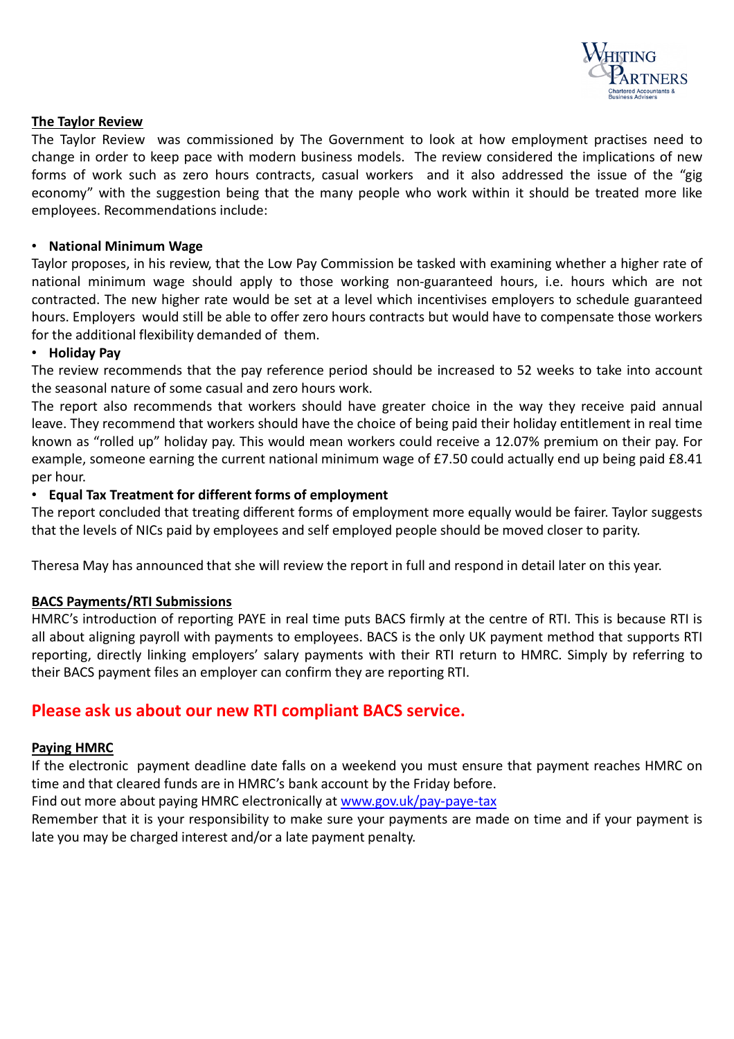## The Taylor Review

The Taylor Review was commissioned by The Government to look at how employment practises need to change in order to keep pace with modern business models. The review considered the implications of new forms of work such as zero hours contracts, casual workers and it also addressed the issue of the "gig economy" with the suggestion being that the many people who work within it should be treated more like employees. Recommendations include:

- **National Minimum Wage**

Taylor proposes, in his review, that the Low Pay Commission be tasked with examining whether a higher rate of national minimum wage should apply to those working non-guaranteed hours, i.e. hours which are not contracted. The new higher rate would be set at a level which incentivises employers to schedule guaranteed hours. Employers would still be able to offer zero hours contracts but would have to compensate those workers for the additional flexibility demanded of them.

- **Holiday Pay**

The review recommends that the pay reference period should be increased to 52 weeks to take into account the seasonal nature of some casual and zero hours work.

The report also recommends that workers should have greater choice in the way they receive paid annual leave. They recommend that workers should have the choice of being paid their holiday entitlement in real time known as "rolled up" holiday pay. This would mean workers could receive a 12.07% premium on their pay. For example, someone earning the current national minimum wage of £7.50 could actually end up being paid £8.41 per hour.

- **Equal Tax Treatment for different forms of employment**

The report concluded that treating different forms of employment more equally would be fairer. Taylor suggests that the levels of NICs paid by employees and self employed people should be moved closer to parity.

Theresa May has announced that she will review the report in full and respond in detail later on this year.

## BACS Payments/RTI Submissions

HMRC's introduction of reporting PAYE in real time puts BACS firmly at the centre of RTI. This is because RTI is all about aligning payroll with payments to employees. BACS is the only UK payment method that supports RTI reporting, directly linking employers' salary payments with their RTI return to HMRC. Simply by referring to their BACS payment files an employer can confirm they are reporting RTI.

**Please ask us about our new RTI compliant BACS service.**

## Paying HMRC

If the electronic payment deadline date falls on a weekend you must ensure that payment reaches HMRC on time and that cleared funds are in HMRC's bank account by the Friday before.

Find out more about paying HMRC electronically at www.gov.uk/pay-paye-tax

Remember that it is your responsibility to make sure your payments are made on time and if your payment is late you may be charged interest and/or a late payment penalty.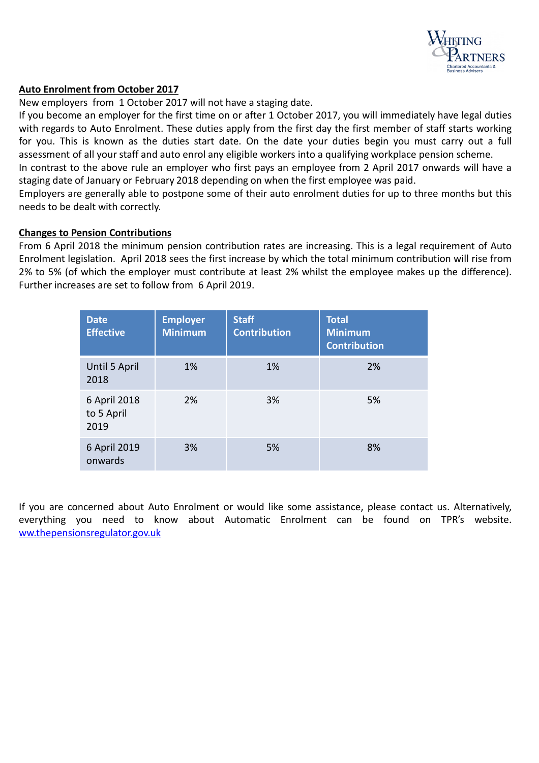## Auto Enrolment from October 2017

New employers from 1 October 2017 will not have a staging date.

If you become an employer for the first time on or after 1 October 2017, you will immediately have legal duties with regards to Auto Enrolment. These duties apply from the first day the first member of staff starts working for you. This is known as the duties start date. On the date your duties begin you must carry out a full assessment of all your staff and auto enrol any eligible workers into a qualifying workplace pension scheme.

In contrast to the above rule an employer who first pays an employee from 2 April 2017 onwards will have a staging date of January or February 2018 depending on when the first employee was paid.

Employers are generally able to postpone some of their auto enrolment duties for up to three months but this needs to be dealt with correctly.

## Changes to Pension Contributions

From 6 April 2018 the minimum pension contribution rates are increasing. This is a legal requirement of Auto Enrolment legislation. April 2018 sees the first increase by which the total minimum contribution will rise from 2% to 5% (of which the employer must contribute at least 2% whilst the employee makes up the difference). Further increases are set to follow from 6 April 2019.

| Date Effective | Employer Minimum | Staff Contribution | Total Minimum Contribution |
|---|---|---|---|
| Until 5 April 2018 | 1% | 1% | 2% |
| 6 April 2018 to 5 April 2019 | 2% | 3% | 5% |
| 6 April 2019 onwards | 3% | 5% | 8% |

If you are concerned about Auto Enrolment or would like some assistance, please contact us. Alternatively, everything you need to know about Automatic Enrolment can be found on TPR's website. [ww.thepensionsregulator.gov.uk](ww.thepensionsregulator.gov.uk)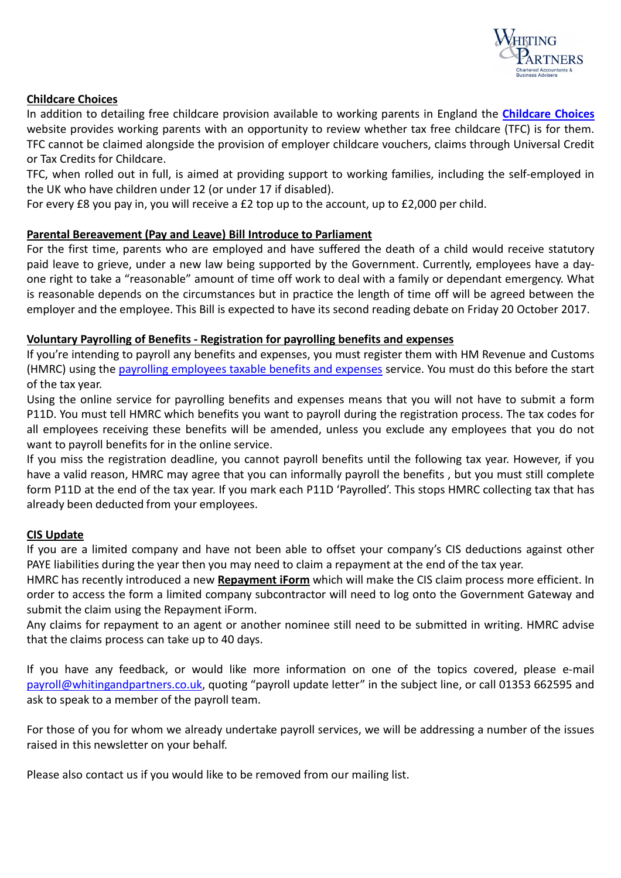**Childcare Choices**

In addition to detailing free childcare provision available to working parents in England the **Childcare Choices** website provides working parents with an opportunity to review whether tax free childcare (TFC) is for them. TFC cannot be claimed alongside the provision of employer childcare vouchers, claims through Universal Credit or Tax Credits for Childcare.

TFC, when rolled out in full, is aimed at providing support to working families, including the self-employed in the UK who have children under 12 (or under 17 if disabled).

For every £8 you pay in, you will receive a £2 top up to the account, up to £2,000 per child.

**Parental Bereavement (Pay and Leave) Bill Introduce to Parliament**

For the first time, parents who are employed and have suffered the death of a child would receive statutory paid leave to grieve, under a new law being supported by the Government. Currently, employees have a day-one right to take a "reasonable" amount of time off work to deal with a family or dependant emergency. What is reasonable depends on the circumstances but in practice the length of time off will be agreed between the employer and the employee. This Bill is expected to have its second reading debate on Friday 20 October 2017.

**Voluntary Payrolling of Benefits - Registration for payrolling benefits and expenses**

If you're intending to payroll any benefits and expenses, you must register them with HM Revenue and Customs (HMRC) using the payrolling employees taxable benefits and expenses service. You must do this before the start of the tax year.

Using the online service for payrolling benefits and expenses means that you will not have to submit a form P11D. You must tell HMRC which benefits you want to payroll during the registration process. The tax codes for all employees receiving these benefits will be amended, unless you exclude any employees that you do not want to payroll benefits for in the online service.

If you miss the registration deadline, you cannot payroll benefits until the following tax year. However, if you have a valid reason, HMRC may agree that you can informally payroll the benefits , but you must still complete form P11D at the end of the tax year. If you mark each P11D 'Payrolled'. This stops HMRC collecting tax that has already been deducted from your employees.

**CIS Update**

If you are a limited company and have not been able to offset your company's CIS deductions against other PAYE liabilities during the year then you may need to claim a repayment at the end of the tax year.

HMRC has recently introduced a new **Repayment iForm** which will make the CIS claim process more efficient. In order to access the form a limited company subcontractor will need to log onto the Government Gateway and submit the claim using the Repayment iForm.

Any claims for repayment to an agent or another nominee still need to be submitted in writing. HMRC advise that the claims process can take up to 40 days.

If you have any feedback, or would like more information on one of the topics covered, please e-mail payroll@whitingandpartners.co.uk, quoting "payroll update letter" in the subject line, or call 01353 662595 and ask to speak to a member of the payroll team.

For those of you for whom we already undertake payroll services, we will be addressing a number of the issues raised in this newsletter on your behalf.

Please also contact us if you would like to be removed from our mailing list.